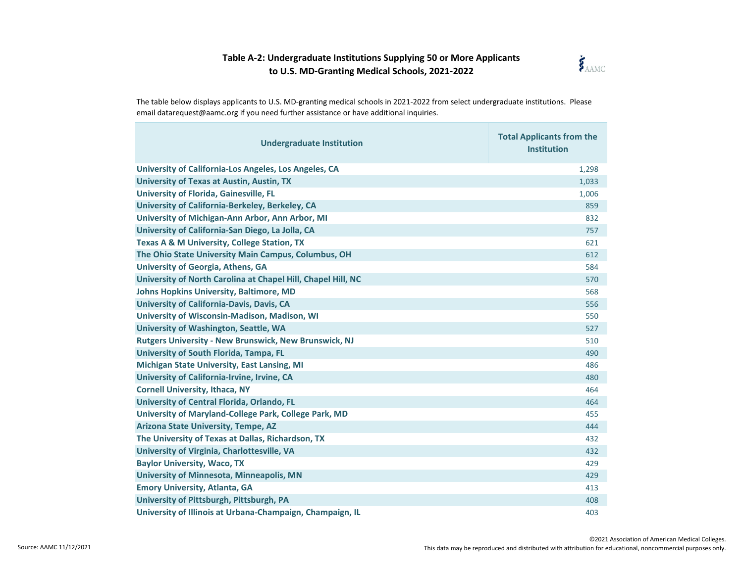# Table A-2: Undergraduate Institutions Supplying 50 or More Applicants to U.S. MD-Granting Medical Schools, 2021-2022

The table below displays applicants to U.S. MD-granting medical schools in 2021-2022 from select undergraduate institutions. Please email datarequest@aamc.org if you need further assistance or have additional inquiries.

| Undergraduate Institution | Total Applicants from the Institution |
|---|---|
| University of California-Los Angeles, Los Angeles, CA | 1,298 |
| University of Texas at Austin, Austin, TX | 1,033 |
| University of Florida, Gainesville, FL | 1,006 |
| University of California-Berkeley, Berkeley, CA | 859 |
| University of Michigan-Ann Arbor, Ann Arbor, MI | 832 |
| University of California-San Diego, La Jolla, CA | 757 |
| Texas A & M University, College Station, TX | 621 |
| The Ohio State University Main Campus, Columbus, OH | 612 |
| University of Georgia, Athens, GA | 584 |
| University of North Carolina at Chapel Hill, Chapel Hill, NC | 570 |
| Johns Hopkins University, Baltimore, MD | 568 |
| University of California-Davis, Davis, CA | 556 |
| University of Wisconsin-Madison, Madison, WI | 550 |
| University of Washington, Seattle, WA | 527 |
| Rutgers University - New Brunswick, New Brunswick, NJ | 510 |
| University of South Florida, Tampa, FL | 490 |
| Michigan State University, East Lansing, MI | 486 |
| University of California-Irvine, Irvine, CA | 480 |
| Cornell University, Ithaca, NY | 464 |
| University of Central Florida, Orlando, FL | 464 |
| University of Maryland-College Park, College Park, MD | 455 |
| Arizona State University, Tempe, AZ | 444 |
| The University of Texas at Dallas, Richardson, TX | 432 |
| University of Virginia, Charlottesville, VA | 432 |
| Baylor University, Waco, TX | 429 |
| University of Minnesota, Minneapolis, MN | 429 |
| Emory University, Atlanta, GA | 413 |
| University of Pittsburgh, Pittsburgh, PA | 408 |
| University of Illinois at Urbana-Champaign, Champaign, IL | 403 |

Source: AAMC 11/12/2021

©2021 Association of American Medical Colleges.
This data may be reproduced and distributed with attribution for educational, noncommercial purposes only.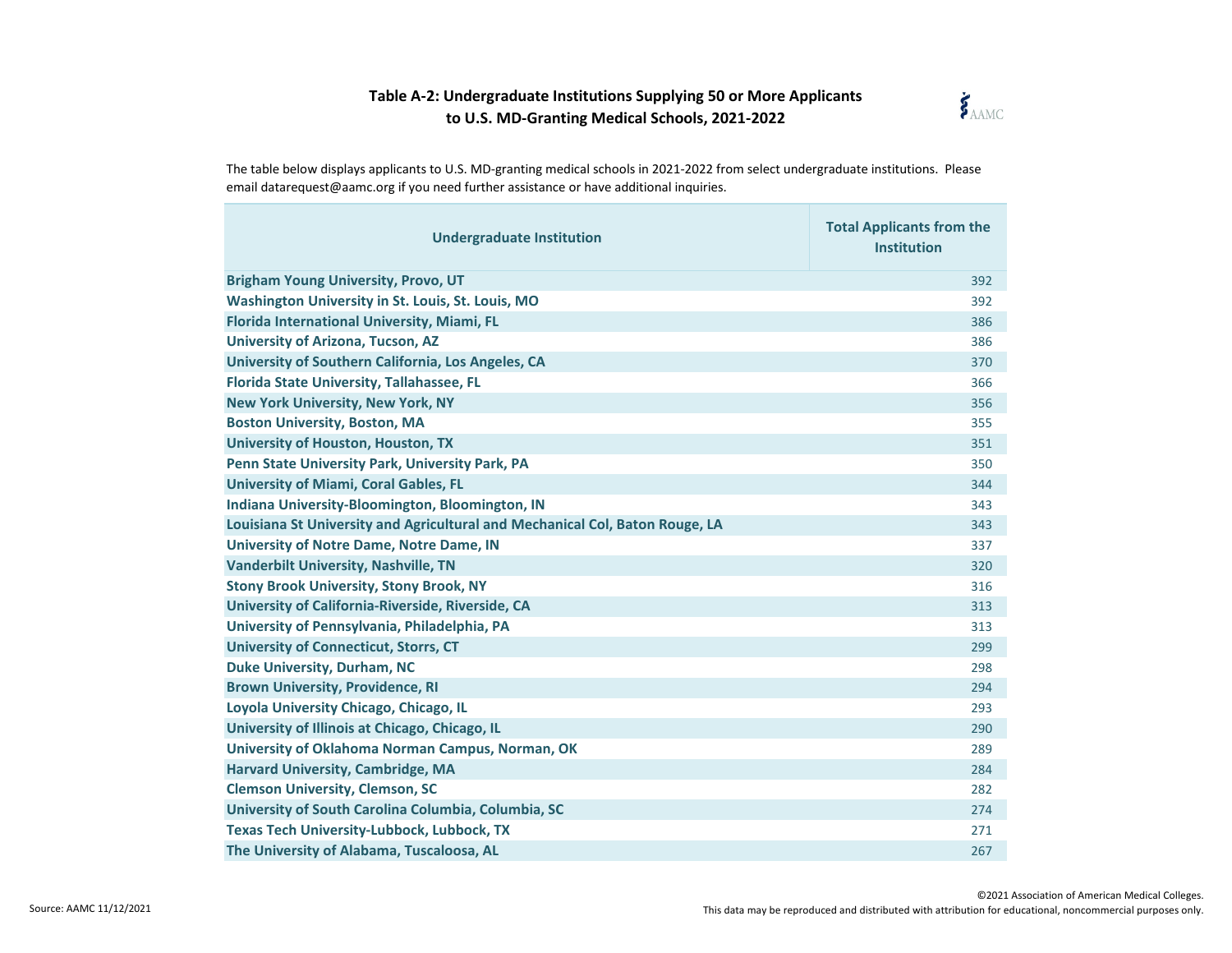# Table A-2: Undergraduate Institutions Supplying 50 or More Applicants to U.S. MD-Granting Medical Schools, 2021-2022

The table below displays applicants to U.S. MD-granting medical schools in 2021-2022 from select undergraduate institutions. Please email datarequest@aamc.org if you need further assistance or have additional inquiries.

| Undergraduate Institution | Total Applicants from the Institution |
|---|---|
| Brigham Young University, Provo, UT | 392 |
| Washington University in St. Louis, St. Louis, MO | 392 |
| Florida International University, Miami, FL | 386 |
| University of Arizona, Tucson, AZ | 386 |
| University of Southern California, Los Angeles, CA | 370 |
| Florida State University, Tallahassee, FL | 366 |
| New York University, New York, NY | 356 |
| Boston University, Boston, MA | 355 |
| University of Houston, Houston, TX | 351 |
| Penn State University Park, University Park, PA | 350 |
| University of Miami, Coral Gables, FL | 344 |
| Indiana University-Bloomington, Bloomington, IN | 343 |
| Louisiana St University and Agricultural and Mechanical Col, Baton Rouge, LA | 343 |
| University of Notre Dame, Notre Dame, IN | 337 |
| Vanderbilt University, Nashville, TN | 320 |
| Stony Brook University, Stony Brook, NY | 316 |
| University of California-Riverside, Riverside, CA | 313 |
| University of Pennsylvania, Philadelphia, PA | 313 |
| University of Connecticut, Storrs, CT | 299 |
| Duke University, Durham, NC | 298 |
| Brown University, Providence, RI | 294 |
| Loyola University Chicago, Chicago, IL | 293 |
| University of Illinois at Chicago, Chicago, IL | 290 |
| University of Oklahoma Norman Campus, Norman, OK | 289 |
| Harvard University, Cambridge, MA | 284 |
| Clemson University, Clemson, SC | 282 |
| University of South Carolina Columbia, Columbia, SC | 274 |
| Texas Tech University-Lubbock, Lubbock, TX | 271 |
| The University of Alabama, Tuscaloosa, AL | 267 |

Source: AAMC 11/12/2021

©2021 Association of American Medical Colleges.
This data may be reproduced and distributed with attribution for educational, noncommercial purposes only.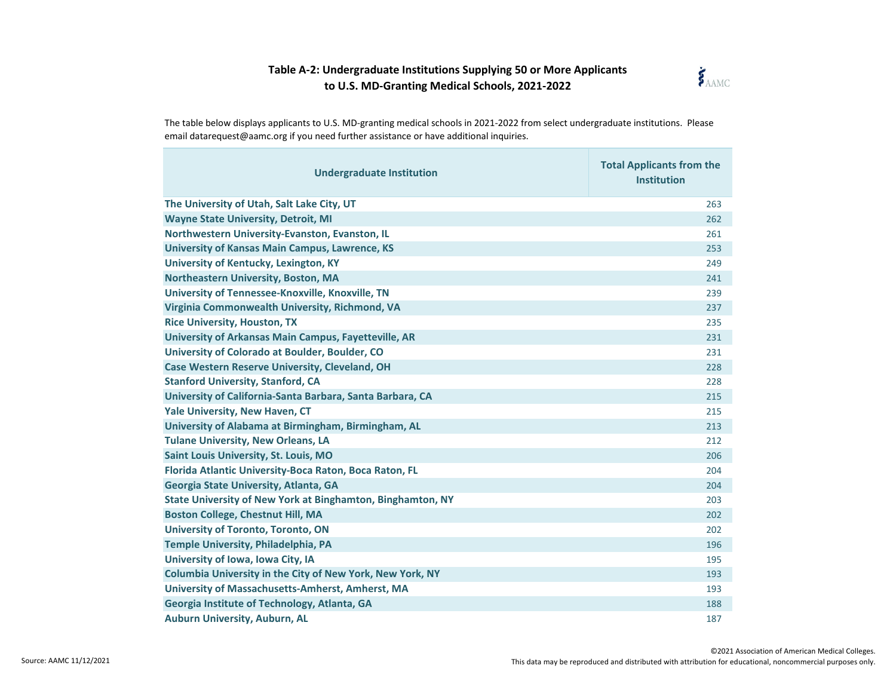## Table A-2: Undergraduate Institutions Supplying 50 or More Applicants to U.S. MD-Granting Medical Schools, 2021-2022

The table below displays applicants to U.S. MD-granting medical schools in 2021-2022 from select undergraduate institutions. Please email datarequest@aamc.org if you need further assistance or have additional inquiries.

| Undergraduate Institution | Total Applicants from the Institution |
|---|---|
| **The University of Utah, Salt Lake City, UT** | 263 |
| **Wayne State University, Detroit, MI** | 262 |
| **Northwestern University-Evanston, Evanston, IL** | 261 |
| **University of Kansas Main Campus, Lawrence, KS** | 253 |
| **University of Kentucky, Lexington, KY** | 249 |
| **Northeastern University, Boston, MA** | 241 |
| **University of Tennessee-Knoxville, Knoxville, TN** | 239 |
| **Virginia Commonwealth University, Richmond, VA** | 237 |
| **Rice University, Houston, TX** | 235 |
| **University of Arkansas Main Campus, Fayetteville, AR** | 231 |
| **University of Colorado at Boulder, Boulder, CO** | 231 |
| **Case Western Reserve University, Cleveland, OH** | 228 |
| **Stanford University, Stanford, CA** | 228 |
| **University of California-Santa Barbara, Santa Barbara, CA** | 215 |
| **Yale University, New Haven, CT** | 215 |
| **University of Alabama at Birmingham, Birmingham, AL** | 213 |
| **Tulane University, New Orleans, LA** | 212 |
| **Saint Louis University, St. Louis, MO** | 206 |
| **Florida Atlantic University-Boca Raton, Boca Raton, FL** | 204 |
| **Georgia State University, Atlanta, GA** | 204 |
| **State University of New York at Binghamton, Binghamton, NY** | 203 |
| **Boston College, Chestnut Hill, MA** | 202 |
| **University of Toronto, Toronto, ON** | 202 |
| **Temple University, Philadelphia, PA** | 196 |
| **University of Iowa, Iowa City, IA** | 195 |
| **Columbia University in the City of New York, New York, NY** | 193 |
| **University of Massachusetts-Amherst, Amherst, MA** | 193 |
| **Georgia Institute of Technology, Atlanta, GA** | 188 |
| **Auburn University, Auburn, AL** | 187 |

Source: AAMC 11/12/2021

©2021 Association of American Medical Colleges.
This data may be reproduced and distributed with attribution for educational, noncommercial purposes only.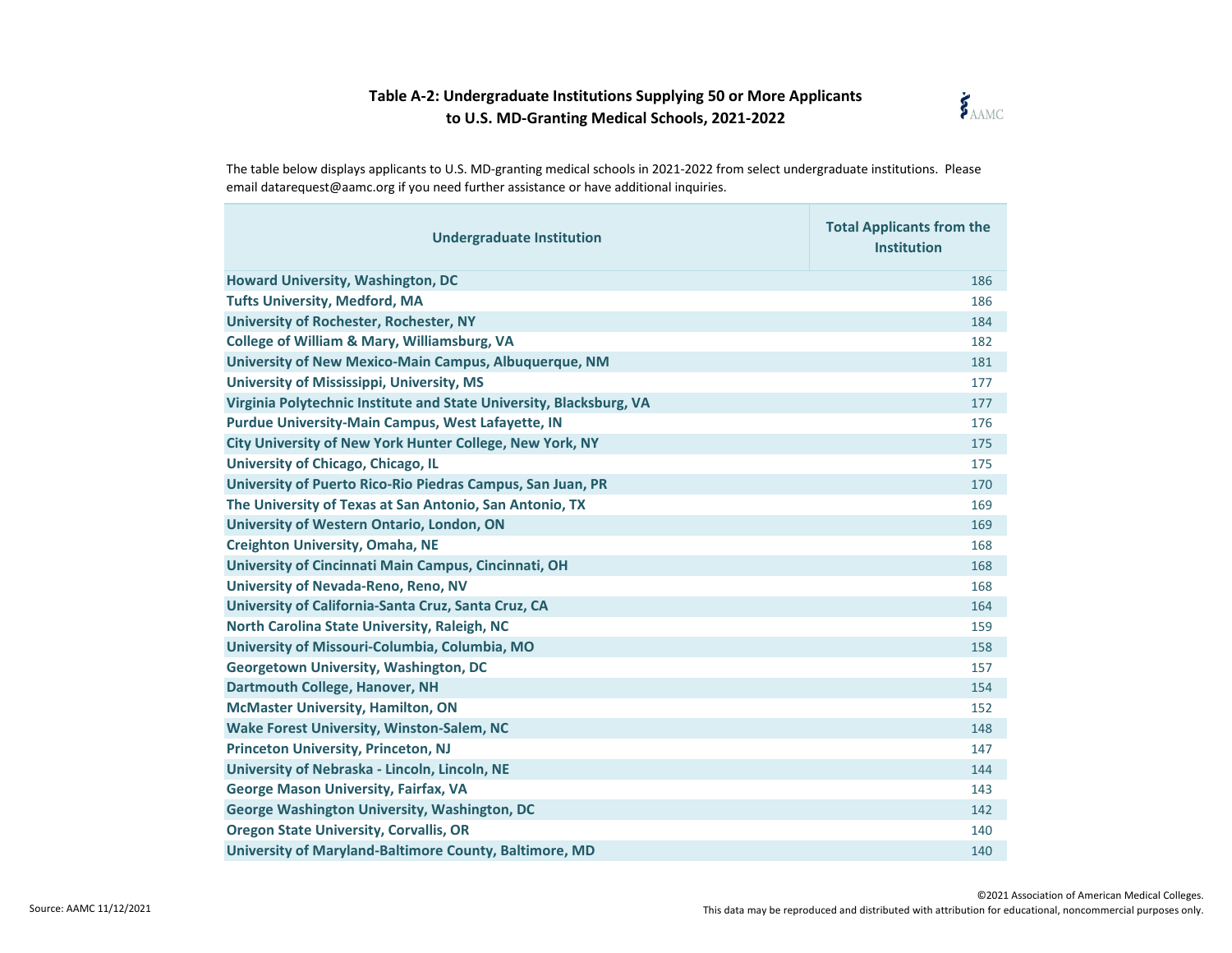## Table A-2: Undergraduate Institutions Supplying 50 or More Applicants to U.S. MD-Granting Medical Schools, 2021-2022

The table below displays applicants to U.S. MD-granting medical schools in 2021-2022 from select undergraduate institutions. Please email datarequest@aamc.org if you need further assistance or have additional inquiries.

| Undergraduate Institution | Total Applicants from the Institution |
|---|---|
| Howard University, Washington, DC | 186 |
| Tufts University, Medford, MA | 186 |
| University of Rochester, Rochester, NY | 184 |
| College of William & Mary, Williamsburg, VA | 182 |
| University of New Mexico-Main Campus, Albuquerque, NM | 181 |
| University of Mississippi, University, MS | 177 |
| Virginia Polytechnic Institute and State University, Blacksburg, VA | 177 |
| Purdue University-Main Campus, West Lafayette, IN | 176 |
| City University of New York Hunter College, New York, NY | 175 |
| University of Chicago, Chicago, IL | 175 |
| University of Puerto Rico-Rio Piedras Campus, San Juan, PR | 170 |
| The University of Texas at San Antonio, San Antonio, TX | 169 |
| University of Western Ontario, London, ON | 169 |
| Creighton University, Omaha, NE | 168 |
| University of Cincinnati Main Campus, Cincinnati, OH | 168 |
| University of Nevada-Reno, Reno, NV | 168 |
| University of California-Santa Cruz, Santa Cruz, CA | 164 |
| North Carolina State University, Raleigh, NC | 159 |
| University of Missouri-Columbia, Columbia, MO | 158 |
| Georgetown University, Washington, DC | 157 |
| Dartmouth College, Hanover, NH | 154 |
| McMaster University, Hamilton, ON | 152 |
| Wake Forest University, Winston-Salem, NC | 148 |
| Princeton University, Princeton, NJ | 147 |
| University of Nebraska - Lincoln, Lincoln, NE | 144 |
| George Mason University, Fairfax, VA | 143 |
| George Washington University, Washington, DC | 142 |
| Oregon State University, Corvallis, OR | 140 |
| University of Maryland-Baltimore County, Baltimore, MD | 140 |

Source: AAMC 11/12/2021

©2021 Association of American Medical Colleges.
This data may be reproduced and distributed with attribution for educational, noncommercial purposes only.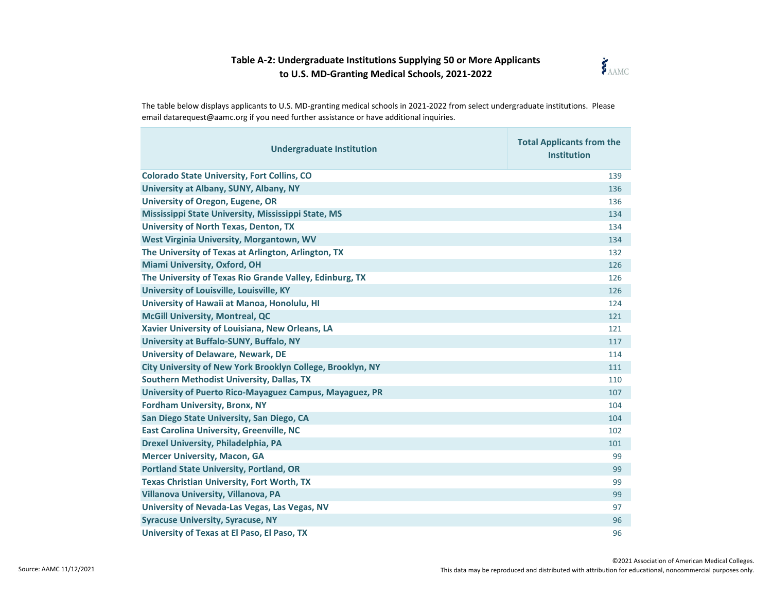# Table A-2: Undergraduate Institutions Supplying 50 or More Applicants to U.S. MD-Granting Medical Schools, 2021-2022

The table below displays applicants to U.S. MD-granting medical schools in 2021-2022 from select undergraduate institutions. Please email datarequest@aamc.org if you need further assistance or have additional inquiries.

| Undergraduate Institution | Total Applicants from the Institution |
|---|---|
| Colorado State University, Fort Collins, CO | 139 |
| University at Albany, SUNY, Albany, NY | 136 |
| University of Oregon, Eugene, OR | 136 |
| Mississippi State University, Mississippi State, MS | 134 |
| University of North Texas, Denton, TX | 134 |
| West Virginia University, Morgantown, WV | 134 |
| The University of Texas at Arlington, Arlington, TX | 132 |
| Miami University, Oxford, OH | 126 |
| The University of Texas Rio Grande Valley, Edinburg, TX | 126 |
| University of Louisville, Louisville, KY | 126 |
| University of Hawaii at Manoa, Honolulu, HI | 124 |
| McGill University, Montreal, QC | 121 |
| Xavier University of Louisiana, New Orleans, LA | 121 |
| University at Buffalo-SUNY, Buffalo, NY | 117 |
| University of Delaware, Newark, DE | 114 |
| City University of New York Brooklyn College, Brooklyn, NY | 111 |
| Southern Methodist University, Dallas, TX | 110 |
| University of Puerto Rico-Mayaguez Campus, Mayaguez, PR | 107 |
| Fordham University, Bronx, NY | 104 |
| San Diego State University, San Diego, CA | 104 |
| East Carolina University, Greenville, NC | 102 |
| Drexel University, Philadelphia, PA | 101 |
| Mercer University, Macon, GA | 99 |
| Portland State University, Portland, OR | 99 |
| Texas Christian University, Fort Worth, TX | 99 |
| Villanova University, Villanova, PA | 99 |
| University of Nevada-Las Vegas, Las Vegas, NV | 97 |
| Syracuse University, Syracuse, NY | 96 |
| University of Texas at El Paso, El Paso, TX | 96 |

Source: AAMC 11/12/2021

©2021 Association of American Medical Colleges.
This data may be reproduced and distributed with attribution for educational, noncommercial purposes only.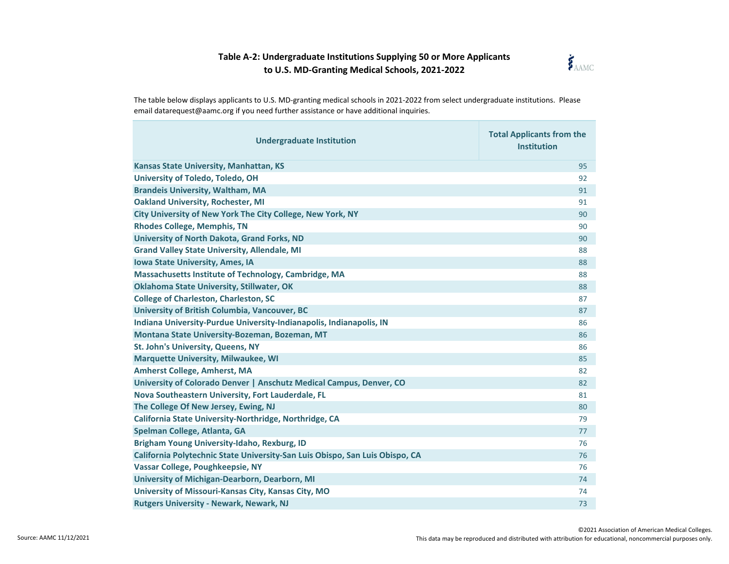## Table A-2: Undergraduate Institutions Supplying 50 or More Applicants to U.S. MD-Granting Medical Schools, 2021-2022

The table below displays applicants to U.S. MD-granting medical schools in 2021-2022 from select undergraduate institutions. Please email datarequest@aamc.org if you need further assistance or have additional inquiries.

| Undergraduate Institution | Total Applicants from the Institution |
|---|---|
| Kansas State University, Manhattan, KS | 95 |
| University of Toledo, Toledo, OH | 92 |
| Brandeis University, Waltham, MA | 91 |
| Oakland University, Rochester, MI | 91 |
| City University of New York The City College, New York, NY | 90 |
| Rhodes College, Memphis, TN | 90 |
| University of North Dakota, Grand Forks, ND | 90 |
| Grand Valley State University, Allendale, MI | 88 |
| Iowa State University, Ames, IA | 88 |
| Massachusetts Institute of Technology, Cambridge, MA | 88 |
| Oklahoma State University, Stillwater, OK | 88 |
| College of Charleston, Charleston, SC | 87 |
| University of British Columbia, Vancouver, BC | 87 |
| Indiana University-Purdue University-Indianapolis, Indianapolis, IN | 86 |
| Montana State University-Bozeman, Bozeman, MT | 86 |
| St. John's University, Queens, NY | 86 |
| Marquette University, Milwaukee, WI | 85 |
| Amherst College, Amherst, MA | 82 |
| University of Colorado Denver \| Anschutz Medical Campus, Denver, CO | 82 |
| Nova Southeastern University, Fort Lauderdale, FL | 81 |
| The College Of New Jersey, Ewing, NJ | 80 |
| California State University-Northridge, Northridge, CA | 79 |
| Spelman College, Atlanta, GA | 77 |
| Brigham Young University-Idaho, Rexburg, ID | 76 |
| California Polytechnic State University-San Luis Obispo, San Luis Obispo, CA | 76 |
| Vassar College, Poughkeepsie, NY | 76 |
| University of Michigan-Dearborn, Dearborn, MI | 74 |
| University of Missouri-Kansas City, Kansas City, MO | 74 |
| Rutgers University - Newark, Newark, NJ | 73 |

Source: AAMC 11/12/2021

©2021 Association of American Medical Colleges.
This data may be reproduced and distributed with attribution for educational, noncommercial purposes only.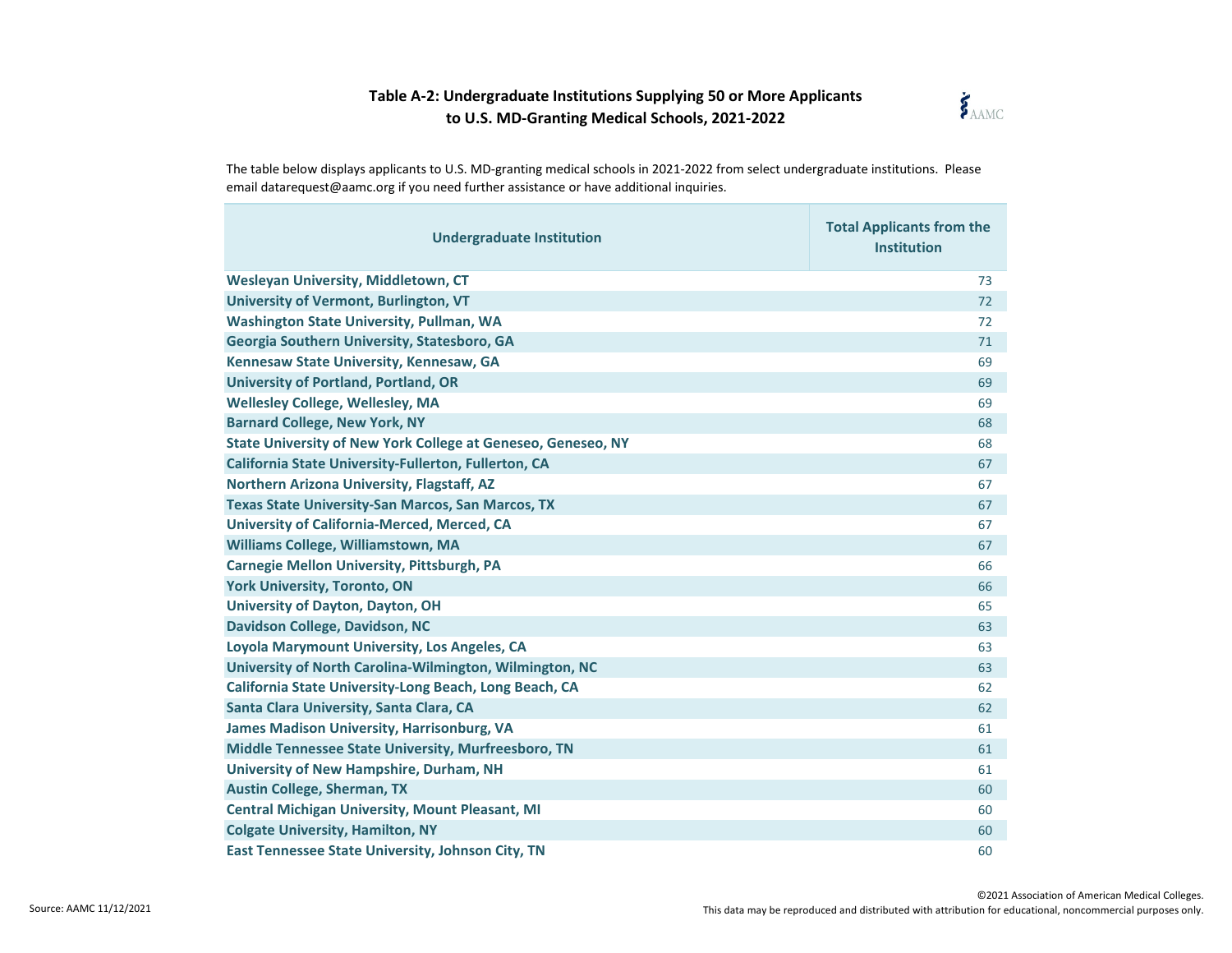## Table A-2: Undergraduate Institutions Supplying 50 or More Applicants to U.S. MD-Granting Medical Schools, 2021-2022

The table below displays applicants to U.S. MD-granting medical schools in 2021-2022 from select undergraduate institutions. Please email datarequest@aamc.org if you need further assistance or have additional inquiries.

| Undergraduate Institution | Total Applicants from the Institution |
|---|---|
| Wesleyan University, Middletown, CT | 73 |
| University of Vermont, Burlington, VT | 72 |
| Washington State University, Pullman, WA | 72 |
| Georgia Southern University, Statesboro, GA | 71 |
| Kennesaw State University, Kennesaw, GA | 69 |
| University of Portland, Portland, OR | 69 |
| Wellesley College, Wellesley, MA | 69 |
| Barnard College, New York, NY | 68 |
| State University of New York College at Geneseo, Geneseo, NY | 68 |
| California State University-Fullerton, Fullerton, CA | 67 |
| Northern Arizona University, Flagstaff, AZ | 67 |
| Texas State University-San Marcos, San Marcos, TX | 67 |
| University of California-Merced, Merced, CA | 67 |
| Williams College, Williamstown, MA | 67 |
| Carnegie Mellon University, Pittsburgh, PA | 66 |
| York University, Toronto, ON | 66 |
| University of Dayton, Dayton, OH | 65 |
| Davidson College, Davidson, NC | 63 |
| Loyola Marymount University, Los Angeles, CA | 63 |
| University of North Carolina-Wilmington, Wilmington, NC | 63 |
| California State University-Long Beach, Long Beach, CA | 62 |
| Santa Clara University, Santa Clara, CA | 62 |
| James Madison University, Harrisonburg, VA | 61 |
| Middle Tennessee State University, Murfreesboro, TN | 61 |
| University of New Hampshire, Durham, NH | 61 |
| Austin College, Sherman, TX | 60 |
| Central Michigan University, Mount Pleasant, MI | 60 |
| Colgate University, Hamilton, NY | 60 |
| East Tennessee State University, Johnson City, TN | 60 |

Source: AAMC 11/12/2021

©2021 Association of American Medical Colleges.
This data may be reproduced and distributed with attribution for educational, noncommercial purposes only.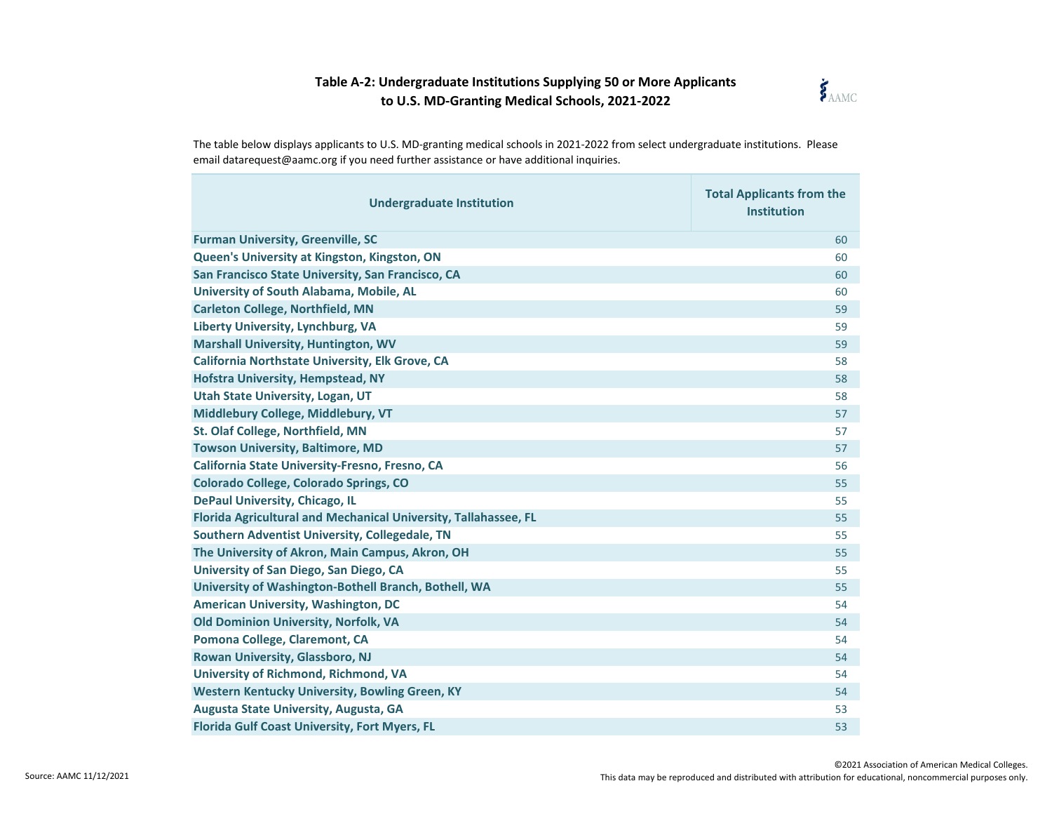## Table A-2: Undergraduate Institutions Supplying 50 or More Applicants to U.S. MD-Granting Medical Schools, 2021-2022

The table below displays applicants to U.S. MD-granting medical schools in 2021-2022 from select undergraduate institutions. Please email datarequest@aamc.org if you need further assistance or have additional inquiries.

| Undergraduate Institution | Total Applicants from the Institution |
|---|---|
| Furman University, Greenville, SC | 60 |
| Queen's University at Kingston, Kingston, ON | 60 |
| San Francisco State University, San Francisco, CA | 60 |
| University of South Alabama, Mobile, AL | 60 |
| Carleton College, Northfield, MN | 59 |
| Liberty University, Lynchburg, VA | 59 |
| Marshall University, Huntington, WV | 59 |
| California Northstate University, Elk Grove, CA | 58 |
| Hofstra University, Hempstead, NY | 58 |
| Utah State University, Logan, UT | 58 |
| Middlebury College, Middlebury, VT | 57 |
| St. Olaf College, Northfield, MN | 57 |
| Towson University, Baltimore, MD | 57 |
| California State University-Fresno, Fresno, CA | 56 |
| Colorado College, Colorado Springs, CO | 55 |
| DePaul University, Chicago, IL | 55 |
| Florida Agricultural and Mechanical University, Tallahassee, FL | 55 |
| Southern Adventist University, Collegedale, TN | 55 |
| The University of Akron, Main Campus, Akron, OH | 55 |
| University of San Diego, San Diego, CA | 55 |
| University of Washington-Bothell Branch, Bothell, WA | 55 |
| American University, Washington, DC | 54 |
| Old Dominion University, Norfolk, VA | 54 |
| Pomona College, Claremont, CA | 54 |
| Rowan University, Glassboro, NJ | 54 |
| University of Richmond, Richmond, VA | 54 |
| Western Kentucky University, Bowling Green, KY | 54 |
| Augusta State University, Augusta, GA | 53 |
| Florida Gulf Coast University, Fort Myers, FL | 53 |

Source: AAMC 11/12/2021

©2021 Association of American Medical Colleges.
This data may be reproduced and distributed with attribution for educational, noncommercial purposes only.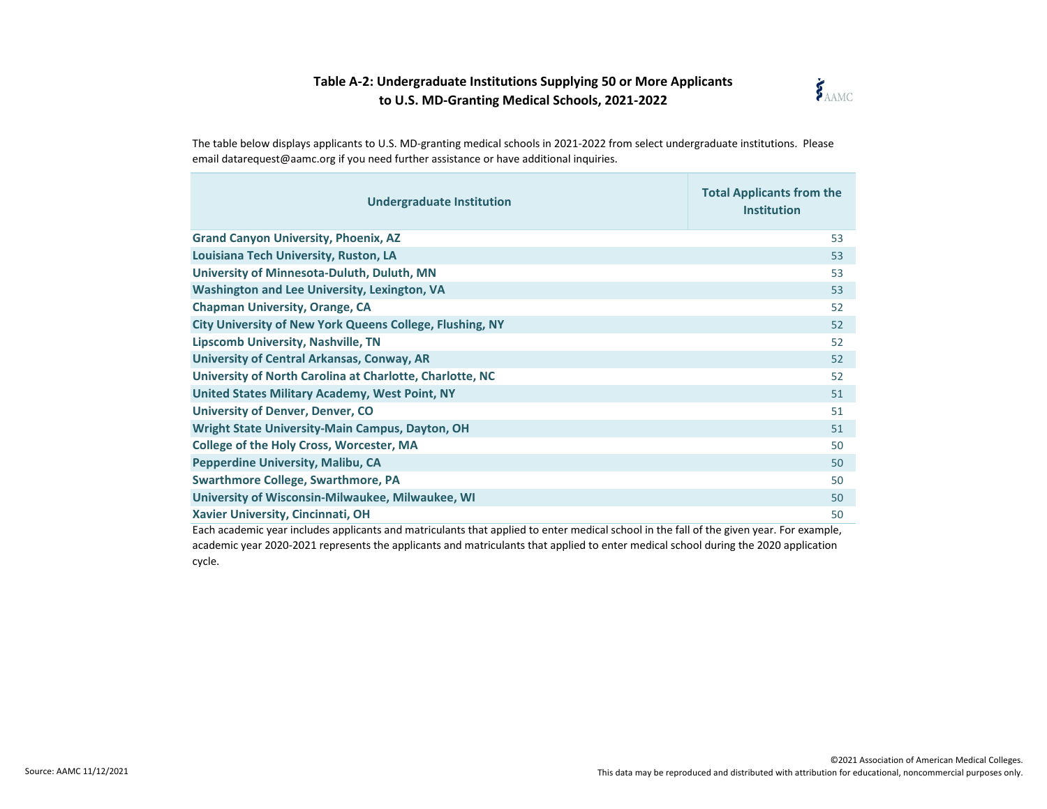## Table A-2: Undergraduate Institutions Supplying 50 or More Applicants to U.S. MD-Granting Medical Schools, 2021-2022

The table below displays applicants to U.S. MD-granting medical schools in 2021-2022 from select undergraduate institutions. Please email datarequest@aamc.org if you need further assistance or have additional inquiries.

| Undergraduate Institution | Total Applicants from the Institution |
|---|---|
| Grand Canyon University, Phoenix, AZ | 53 |
| Louisiana Tech University, Ruston, LA | 53 |
| University of Minnesota-Duluth, Duluth, MN | 53 |
| Washington and Lee University, Lexington, VA | 53 |
| Chapman University, Orange, CA | 52 |
| City University of New York Queens College, Flushing, NY | 52 |
| Lipscomb University, Nashville, TN | 52 |
| University of Central Arkansas, Conway, AR | 52 |
| University of North Carolina at Charlotte, Charlotte, NC | 52 |
| United States Military Academy, West Point, NY | 51 |
| University of Denver, Denver, CO | 51 |
| Wright State University-Main Campus, Dayton, OH | 51 |
| College of the Holy Cross, Worcester, MA | 50 |
| Pepperdine University, Malibu, CA | 50 |
| Swarthmore College, Swarthmore, PA | 50 |
| University of Wisconsin-Milwaukee, Milwaukee, WI | 50 |
| Xavier University, Cincinnati, OH | 50 |

Each academic year includes applicants and matriculants that applied to enter medical school in the fall of the given year. For example, academic year 2020-2021 represents the applicants and matriculants that applied to enter medical school during the 2020 application cycle.

Source: AAMC 11/12/2021

©2021 Association of American Medical Colleges.
This data may be reproduced and distributed with attribution for educational, noncommercial purposes only.